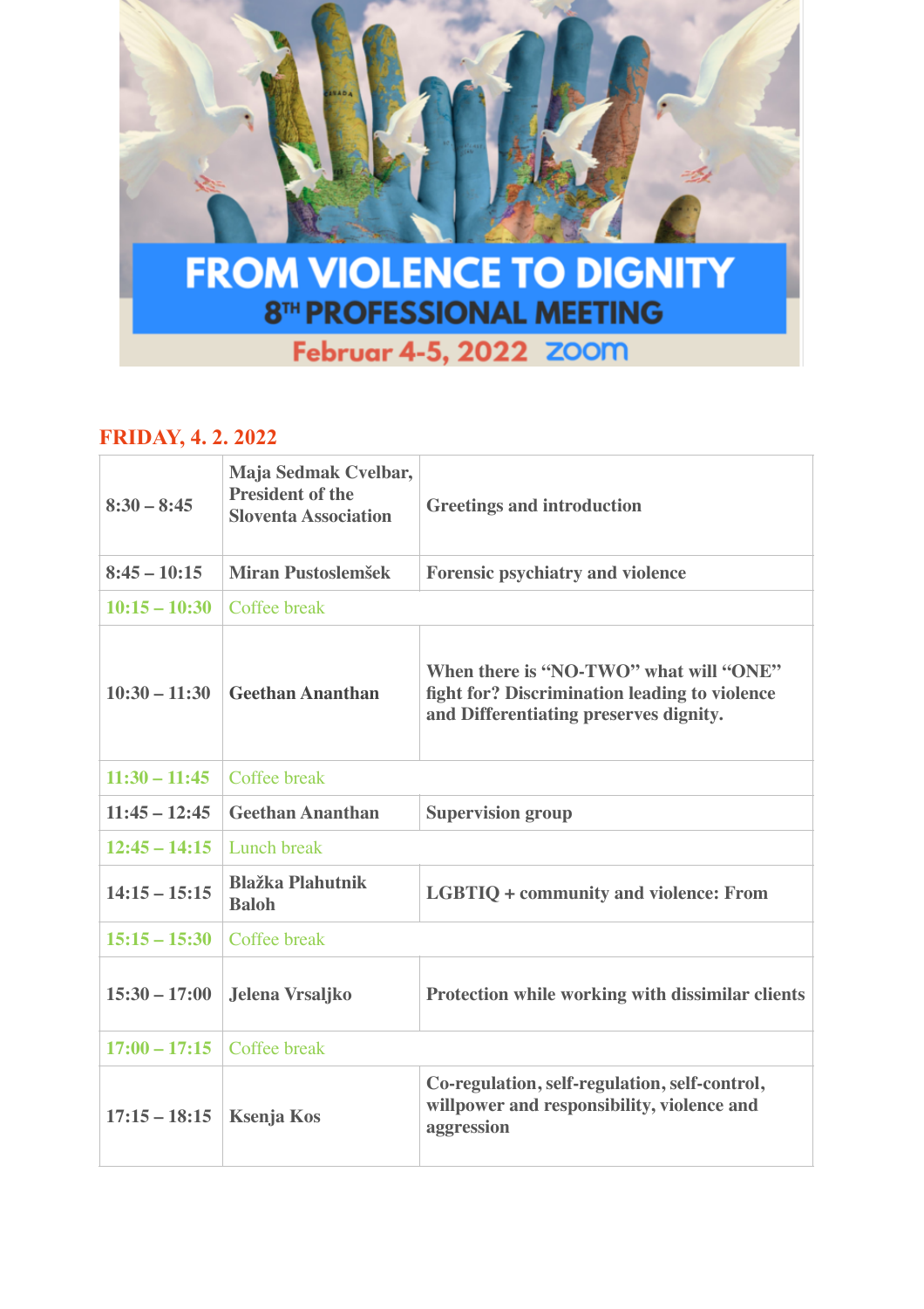# FROM VIOLENCE TO DIGNITY

## 8TH PROFESSIONAL MEETING

Februar 4-5, 2022 zoom

## FRIDAY, 4. 2. 2022

| | | |
|---|---|---|
| 8:30 – 8:45 | Maja Sedmak Cvelbar, President of the Sloventa Association | Greetings and introduction |
| 8:45 – 10:15 | Miran Pustoslemšek | Forensic psychiatry and violence |
| 10:15 – 10:30 | Coffee break | |
| 10:30 – 11:30 | Geethan Ananthan | When there is "NO-TWO" what will "ONE" fight for? Discrimination leading to violence and Differentiating preserves dignity. |
| 11:30 – 11:45 | Coffee break | |
| 11:45 – 12:45 | Geethan Ananthan | Supervision group |
| 12:45 – 14:15 | Lunch break | |
| 14:15 – 15:15 | Blažka Plahutnik Baloh | LGBTIQ + community and violence: From |
| 15:15 – 15:30 | Coffee break | |
| 15:30 – 17:00 | Jelena Vrsaljko | Protection while working with dissimilar clients |
| 17:00 – 17:15 | Coffee break | |
| 17:15 – 18:15 | Ksenja Kos | Co-regulation, self-regulation, self-control, willpower and responsibility, violence and aggression |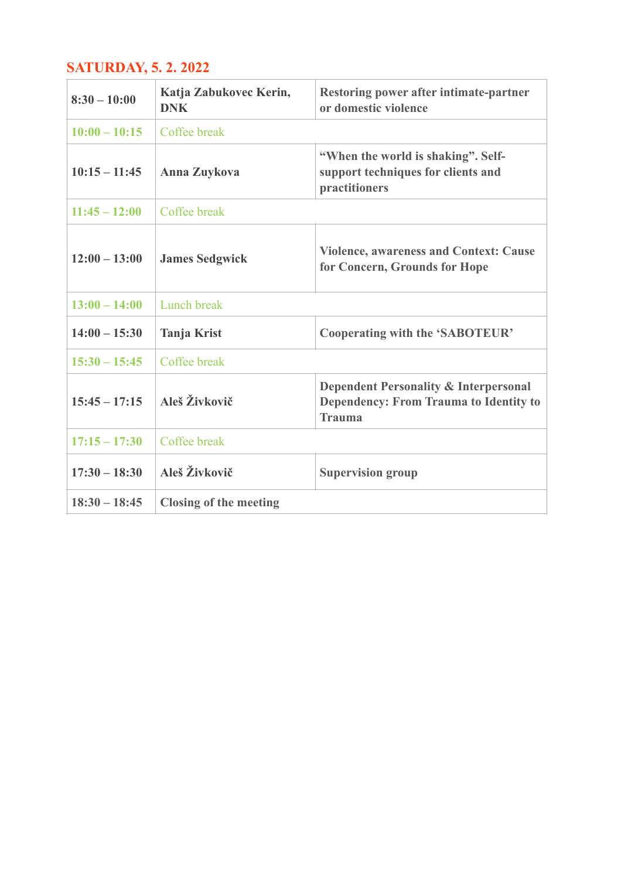## SATURDAY, 5. 2. 2022

| | | |
|---|---|---|
| **8:30 – 10:00** | **Katja Zabukovec Kerin, DNK** | **Restoring power after intimate-partner or domestic violence** |
| **10:00 – 10:15** | Coffee break | |
| **10:15 – 11:45** | **Anna Zuykova** | **"When the world is shaking". Self-support techniques for clients and practitioners** |
| **11:45 – 12:00** | Coffee break | |
| **12:00 – 13:00** | **James Sedgwick** | **Violence, awareness and Context: Cause for Concern, Grounds for Hope** |
| **13:00 – 14:00** | Lunch break | |
| **14:00 – 15:30** | **Tanja Krist** | **Cooperating with the 'SABOTEUR'** |
| **15:30 – 15:45** | Coffee break | |
| **15:45 – 17:15** | **Aleš Živkovič** | **Dependent Personality & Interpersonal Dependency: From Trauma to Identity to Trauma** |
| **17:15 – 17:30** | Coffee break | |
| **17:30 – 18:30** | **Aleš Živkovič** | **Supervision group** |
| **18:30 – 18:45** | **Closing of the meeting** | |